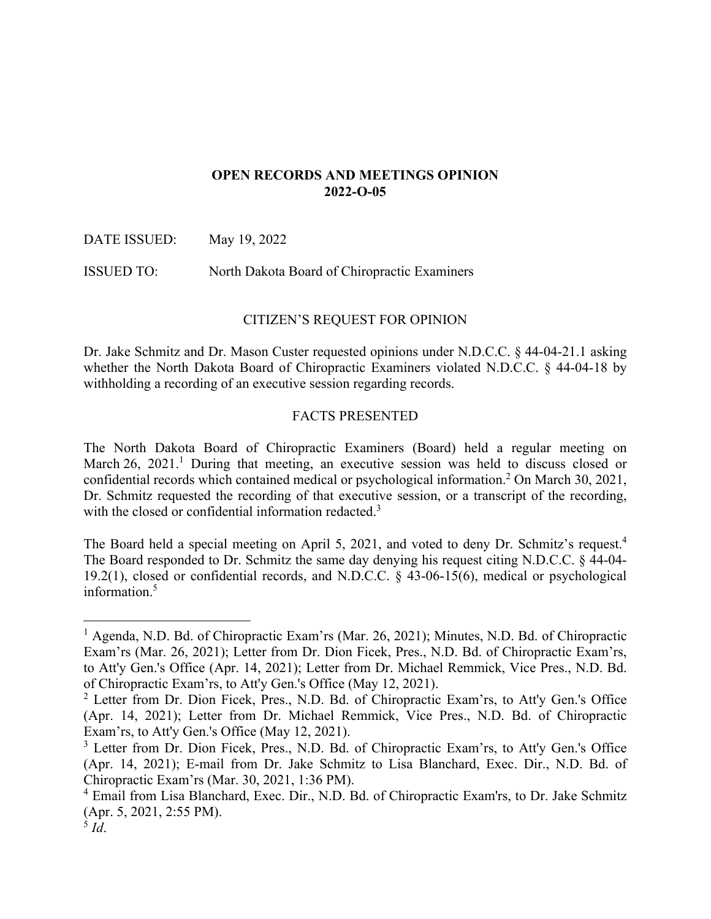# OPEN RECORDS AND MEETINGS OPINION
# 2022-O-05

DATE ISSUED: May 19, 2022

ISSUED TO: North Dakota Board of Chiropractic Examiners

## CITIZEN'S REQUEST FOR OPINION

Dr. Jake Schmitz and Dr. Mason Custer requested opinions under N.D.C.C. § 44-04-21.1 asking whether the North Dakota Board of Chiropractic Examiners violated N.D.C.C. § 44-04-18 by withholding a recording of an executive session regarding records.

## FACTS PRESENTED

The North Dakota Board of Chiropractic Examiners (Board) held a regular meeting on March 26, 2021.[1] During that meeting, an executive session was held to discuss closed or confidential records which contained medical or psychological information.[2] On March 30, 2021, Dr. Schmitz requested the recording of that executive session, or a transcript of the recording, with the closed or confidential information redacted.[3]

The Board held a special meeting on April 5, 2021, and voted to deny Dr. Schmitz's request.[4] The Board responded to Dr. Schmitz the same day denying his request citing N.D.C.C. § 44-04-19.2(1), closed or confidential records, and N.D.C.C. § 43-06-15(6), medical or psychological information.[5]

---

[1] Agenda, N.D. Bd. of Chiropractic Exam'rs (Mar. 26, 2021); Minutes, N.D. Bd. of Chiropractic Exam'rs (Mar. 26, 2021); Letter from Dr. Dion Ficek, Pres., N.D. Bd. of Chiropractic Exam'rs, to Att'y Gen.'s Office (Apr. 14, 2021); Letter from Dr. Michael Remmick, Vice Pres., N.D. Bd. of Chiropractic Exam'rs, to Att'y Gen.'s Office (May 12, 2021).

[2] Letter from Dr. Dion Ficek, Pres., N.D. Bd. of Chiropractic Exam'rs, to Att'y Gen.'s Office (Apr. 14, 2021); Letter from Dr. Michael Remmick, Vice Pres., N.D. Bd. of Chiropractic Exam'rs, to Att'y Gen.'s Office (May 12, 2021).

[3] Letter from Dr. Dion Ficek, Pres., N.D. Bd. of Chiropractic Exam'rs, to Att'y Gen.'s Office (Apr. 14, 2021); E-mail from Dr. Jake Schmitz to Lisa Blanchard, Exec. Dir., N.D. Bd. of Chiropractic Exam'rs (Mar. 30, 2021, 1:36 PM).

[4] Email from Lisa Blanchard, Exec. Dir., N.D. Bd. of Chiropractic Exam'rs, to Dr. Jake Schmitz (Apr. 5, 2021, 2:55 PM).

[5] *Id*.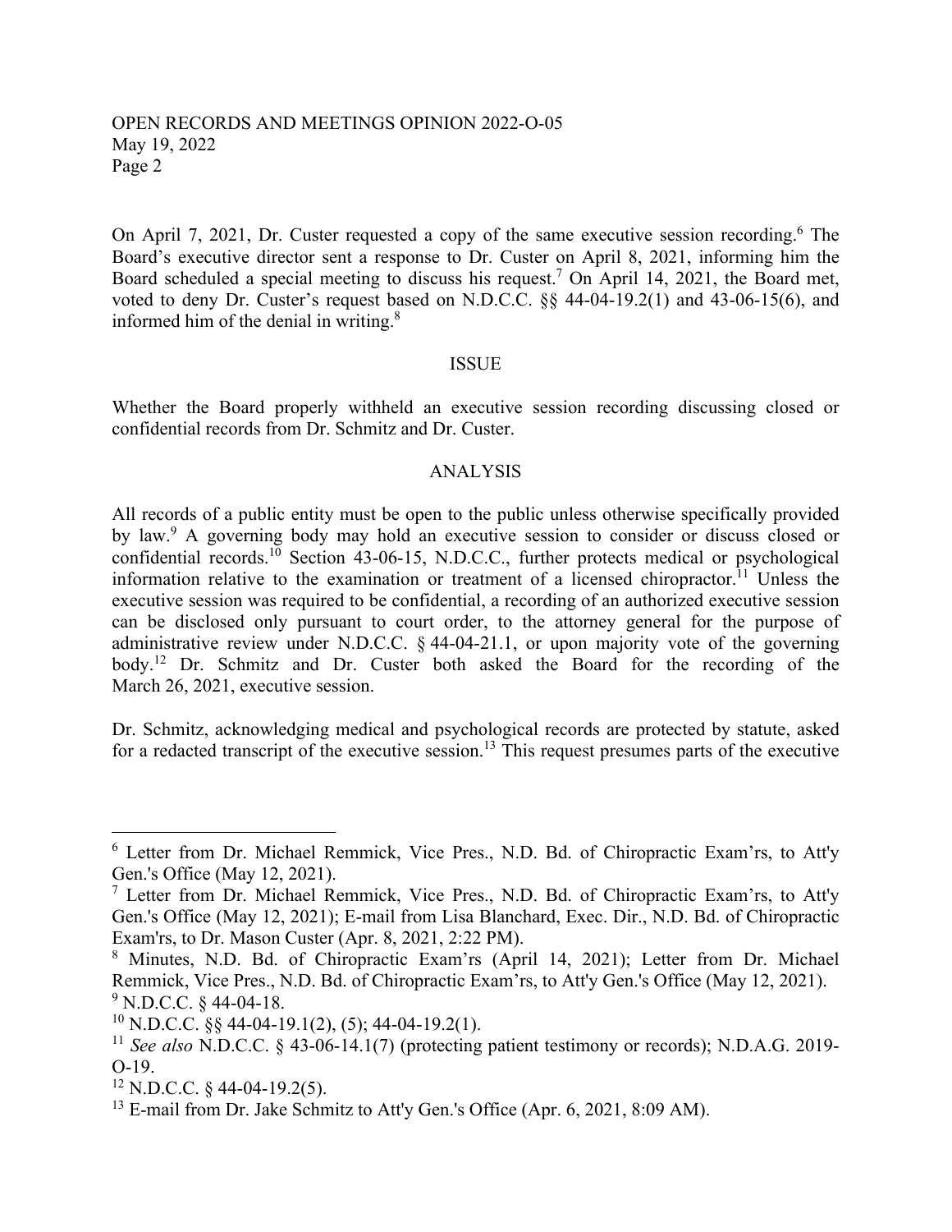On April 7, 2021, Dr. Custer requested a copy of the same executive session recording.[6] The Board's executive director sent a response to Dr. Custer on April 8, 2021, informing him the Board scheduled a special meeting to discuss his request.[7] On April 14, 2021, the Board met, voted to deny Dr. Custer's request based on N.D.C.C. §§ 44-04-19.2(1) and 43-06-15(6), and informed him of the denial in writing.[8]

## ISSUE

Whether the Board properly withheld an executive session recording discussing closed or confidential records from Dr. Schmitz and Dr. Custer.

## ANALYSIS

All records of a public entity must be open to the public unless otherwise specifically provided by law.[9] A governing body may hold an executive session to consider or discuss closed or confidential records.[10] Section 43-06-15, N.D.C.C., further protects medical or psychological information relative to the examination or treatment of a licensed chiropractor.[11] Unless the executive session was required to be confidential, a recording of an authorized executive session can be disclosed only pursuant to court order, to the attorney general for the purpose of administrative review under N.D.C.C. § 44-04-21.1, or upon majority vote of the governing body.[12] Dr. Schmitz and Dr. Custer both asked the Board for the recording of the March 26, 2021, executive session.

Dr. Schmitz, acknowledging medical and psychological records are protected by statute, asked for a redacted transcript of the executive session.[13] This request presumes parts of the executive

---

[6] Letter from Dr. Michael Remmick, Vice Pres., N.D. Bd. of Chiropractic Exam'rs, to Att'y Gen.'s Office (May 12, 2021).

[7] Letter from Dr. Michael Remmick, Vice Pres., N.D. Bd. of Chiropractic Exam'rs, to Att'y Gen.'s Office (May 12, 2021); E-mail from Lisa Blanchard, Exec. Dir., N.D. Bd. of Chiropractic Exam'rs, to Dr. Mason Custer (Apr. 8, 2021, 2:22 PM).

[8] Minutes, N.D. Bd. of Chiropractic Exam'rs (April 14, 2021); Letter from Dr. Michael Remmick, Vice Pres., N.D. Bd. of Chiropractic Exam'rs, to Att'y Gen.'s Office (May 12, 2021).

[9] N.D.C.C. § 44-04-18.

[10] N.D.C.C. §§ 44-04-19.1(2), (5); 44-04-19.2(1).

[11] *See also* N.D.C.C. § 43-06-14.1(7) (protecting patient testimony or records); N.D.A.G. 2019-O-19.

[12] N.D.C.C. § 44-04-19.2(5).

[13] E-mail from Dr. Jake Schmitz to Att'y Gen.'s Office (Apr. 6, 2021, 8:09 AM).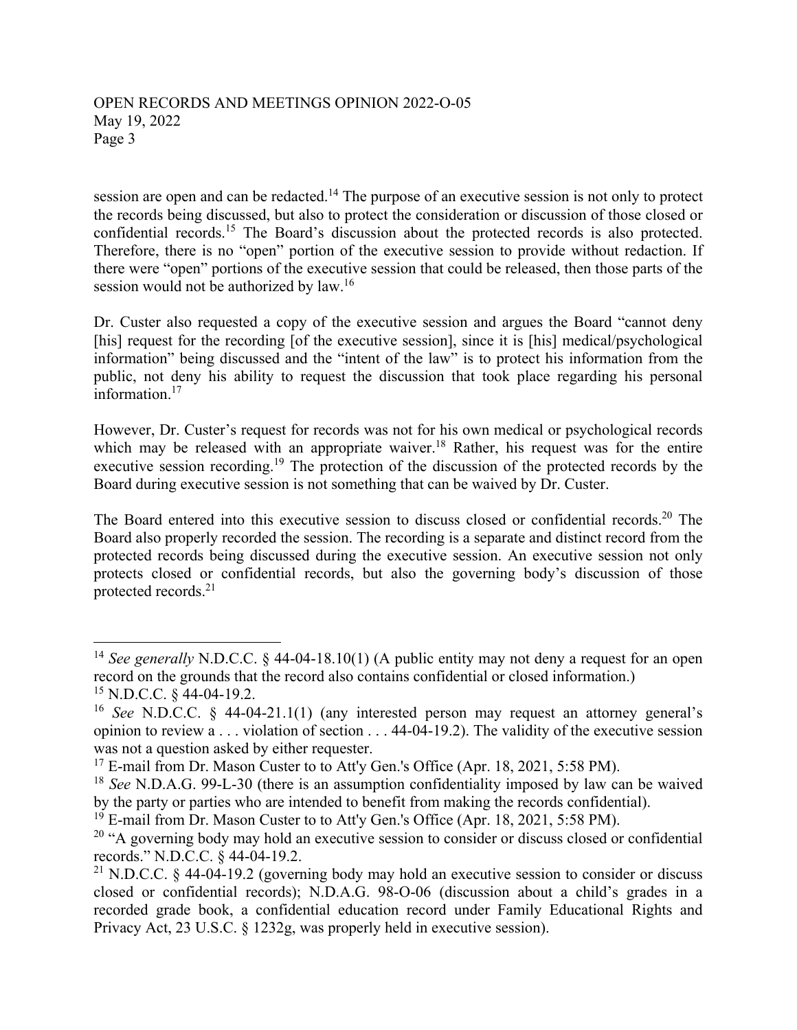session are open and can be redacted.[14] The purpose of an executive session is not only to protect the records being discussed, but also to protect the consideration or discussion of those closed or confidential records.[15] The Board's discussion about the protected records is also protected. Therefore, there is no "open" portion of the executive session to provide without redaction. If there were "open" portions of the executive session that could be released, then those parts of the session would not be authorized by law.[16]

Dr. Custer also requested a copy of the executive session and argues the Board "cannot deny [his] request for the recording [of the executive session], since it is [his] medical/psychological information" being discussed and the "intent of the law" is to protect his information from the public, not deny his ability to request the discussion that took place regarding his personal information.[17]

However, Dr. Custer's request for records was not for his own medical or psychological records which may be released with an appropriate waiver.[18] Rather, his request was for the entire executive session recording.[19] The protection of the discussion of the protected records by the Board during executive session is not something that can be waived by Dr. Custer.

The Board entered into this executive session to discuss closed or confidential records.[20] The Board also properly recorded the session. The recording is a separate and distinct record from the protected records being discussed during the executive session. An executive session not only protects closed or confidential records, but also the governing body's discussion of those protected records.[21]

---

[14] *See generally* N.D.C.C. § 44-04-18.10(1) (A public entity may not deny a request for an open record on the grounds that the record also contains confidential or closed information.)

[15] N.D.C.C. § 44-04-19.2.

[16] *See* N.D.C.C. § 44-04-21.1(1) (any interested person may request an attorney general's opinion to review a . . . violation of section . . . 44-04-19.2). The validity of the executive session was not a question asked by either requester.

[17] E-mail from Dr. Mason Custer to to Att'y Gen.'s Office (Apr. 18, 2021, 5:58 PM).

[18] *See* N.D.A.G. 99-L-30 (there is an assumption confidentiality imposed by law can be waived by the party or parties who are intended to benefit from making the records confidential).

[19] E-mail from Dr. Mason Custer to to Att'y Gen.'s Office (Apr. 18, 2021, 5:58 PM).

[20] "A governing body may hold an executive session to consider or discuss closed or confidential records." N.D.C.C. § 44-04-19.2.

[21] N.D.C.C. § 44-04-19.2 (governing body may hold an executive session to consider or discuss closed or confidential records); N.D.A.G. 98-O-06 (discussion about a child's grades in a recorded grade book, a confidential education record under Family Educational Rights and Privacy Act, 23 U.S.C. § 1232g, was properly held in executive session).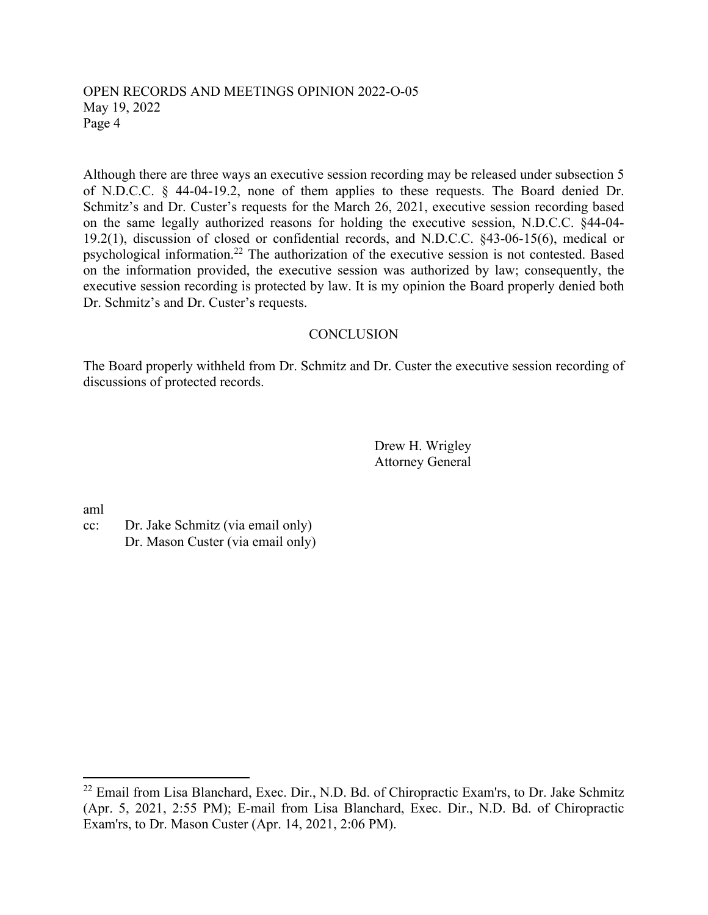Although there are three ways an executive session recording may be released under subsection 5 of N.D.C.C. § 44-04-19.2, none of them applies to these requests. The Board denied Dr. Schmitz's and Dr. Custer's requests for the March 26, 2021, executive session recording based on the same legally authorized reasons for holding the executive session, N.D.C.C. §44-04-19.2(1), discussion of closed or confidential records, and N.D.C.C. §43-06-15(6), medical or psychological information.[22] The authorization of the executive session is not contested. Based on the information provided, the executive session was authorized by law; consequently, the executive session recording is protected by law. It is my opinion the Board properly denied both Dr. Schmitz's and Dr. Custer's requests.

## CONCLUSION

The Board properly withheld from Dr. Schmitz and Dr. Custer the executive session recording of discussions of protected records.

Drew H. Wrigley
Attorney General

aml

cc: Dr. Jake Schmitz (via email only)
Dr. Mason Custer (via email only)

---

[22] Email from Lisa Blanchard, Exec. Dir., N.D. Bd. of Chiropractic Exam'rs, to Dr. Jake Schmitz (Apr. 5, 2021, 2:55 PM); E-mail from Lisa Blanchard, Exec. Dir., N.D. Bd. of Chiropractic Exam'rs, to Dr. Mason Custer (Apr. 14, 2021, 2:06 PM).